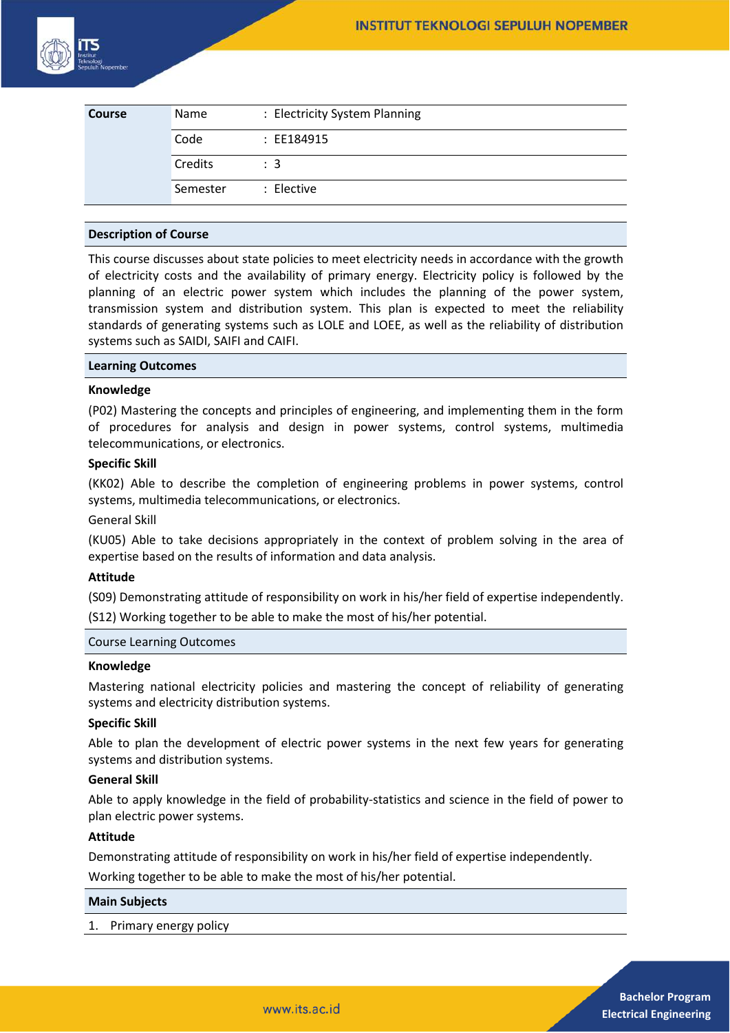| Course | | | |
|---|---|---|---|
| | Name | : | Electricity System Planning |
| | Code | : | EE184915 |
| | Credits | : | 3 |
| | Semester | : | Elective |

## Description of Course

This course discusses about state policies to meet electricity needs in accordance with the growth of electricity costs and the availability of primary energy. Electricity policy is followed by the planning of an electric power system which includes the planning of the power system, transmission system and distribution system. This plan is expected to meet the reliability standards of generating systems such as LOLE and LOEE, as well as the reliability of distribution systems such as SAIDI, SAIFI and CAIFI.

## Learning Outcomes

**Knowledge**

(P02) Mastering the concepts and principles of engineering, and implementing them in the form of procedures for analysis and design in power systems, control systems, multimedia telecommunications, or electronics.

**Specific Skill**

(KK02) Able to describe the completion of engineering problems in power systems, control systems, multimedia telecommunications, or electronics.

General Skill

(KU05) Able to take decisions appropriately in the context of problem solving in the area of expertise based on the results of information and data analysis.

**Attitude**

(S09) Demonstrating attitude of responsibility on work in his/her field of expertise independently.

(S12) Working together to be able to make the most of his/her potential.

## Course Learning Outcomes

**Knowledge**

Mastering national electricity policies and mastering the concept of reliability of generating systems and electricity distribution systems.

**Specific Skill**

Able to plan the development of electric power systems in the next few years for generating systems and distribution systems.

**General Skill**

Able to apply knowledge in the field of probability-statistics and science in the field of power to plan electric power systems.

**Attitude**

Demonstrating attitude of responsibility on work in his/her field of expertise independently.

Working together to be able to make the most of his/her potential.

## Main Subjects

1. Primary energy policy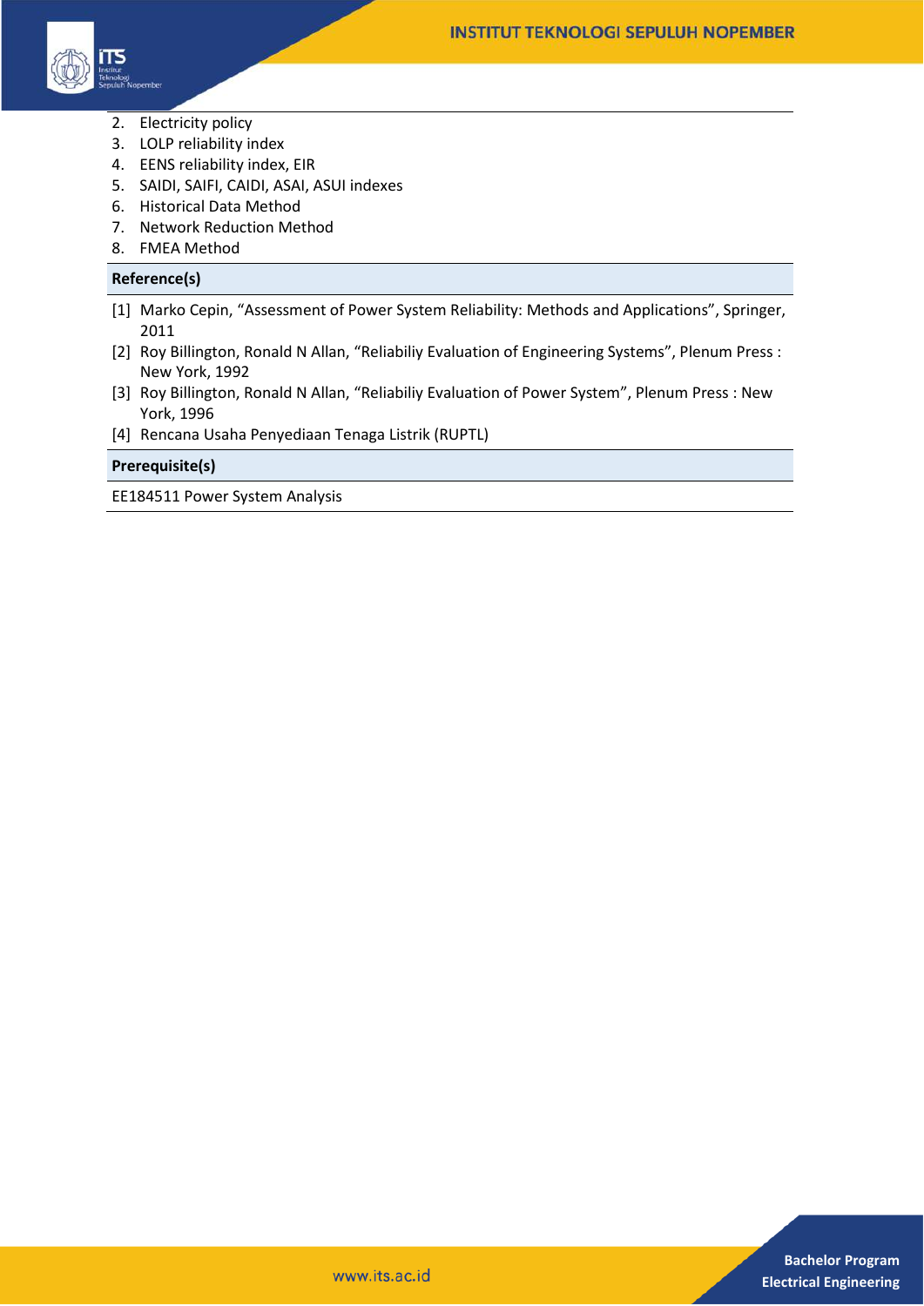2. Electricity policy
3. LOLP reliability index
4. EENS reliability index, EIR
5. SAIDI, SAIFI, CAIDI, ASAI, ASUI indexes
6. Historical Data Method
7. Network Reduction Method
8. FMEA Method

**Reference(s)**

[1] Marko Cepin, “Assessment of Power System Reliability: Methods and Applications”, Springer, 2011
[2] Roy Billington, Ronald N Allan, “Reliabiliy Evaluation of Engineering Systems”, Plenum Press : New York, 1992
[3] Roy Billington, Ronald N Allan, “Reliabiliy Evaluation of Power System”, Plenum Press : New York, 1996
[4] Rencana Usaha Penyediaan Tenaga Listrik (RUPTL)

**Prerequisite(s)**

EE184511 Power System Analysis